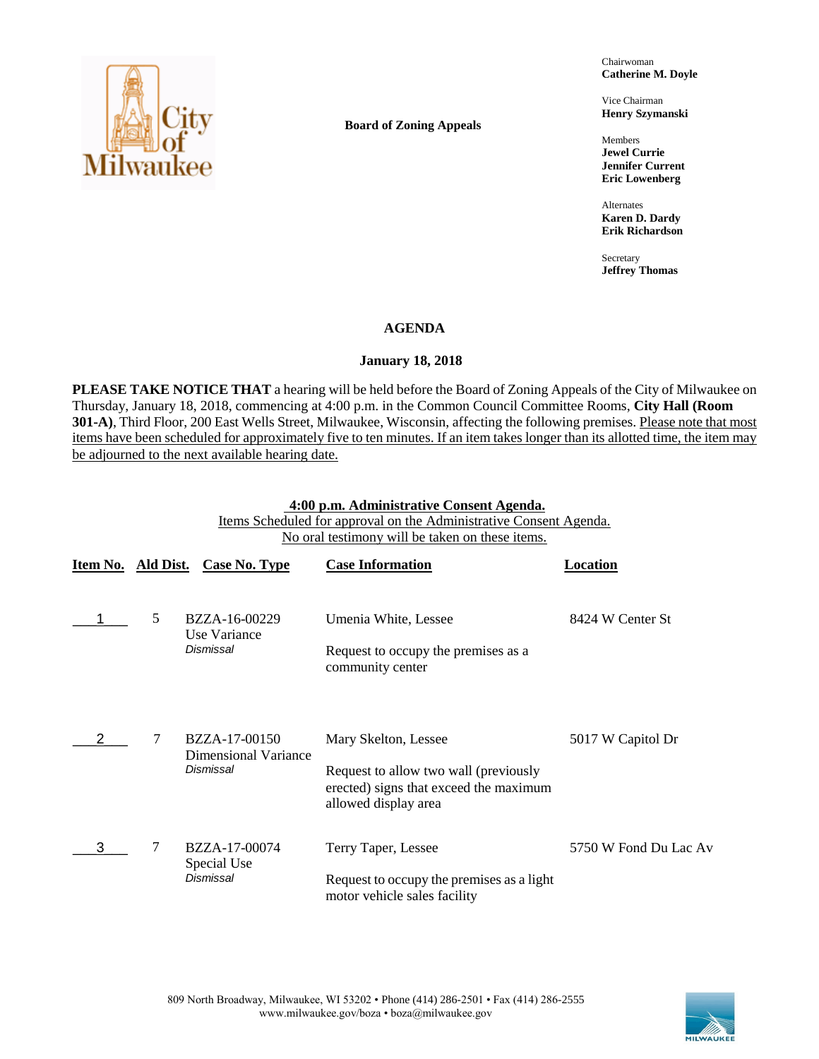**Board of Zoning Appeals**

Chairwoman
**Catherine M. Doyle**

Vice Chairman
**Henry Szymanski**

Members
**Jewel Currie**
**Jennifer Current**
**Eric Lowenberg**

Alternates
**Karen D. Dardy**
**Erik Richardson**

Secretary
**Jeffrey Thomas**

## AGENDA

### January 18, 2018

**PLEASE TAKE NOTICE THAT** a hearing will be held before the Board of Zoning Appeals of the City of Milwaukee on Thursday, January 18, 2018, commencing at 4:00 p.m. in the Common Council Committee Rooms, **City Hall (Room 301-A)**, Third Floor, 200 East Wells Street, Milwaukee, Wisconsin, affecting the following premises. Please note that most items have been scheduled for approximately five to ten minutes. If an item takes longer than its allotted time, the item may be adjourned to the next available hearing date.

**4:00 p.m. Administrative Consent Agenda.**
Items Scheduled for approval on the Administrative Consent Agenda.
No oral testimony will be taken on these items.

| Item No. | Ald Dist. | Case No. Type | Case Information | Location |
|---|---|---|---|---|
| 1 | 5 | BZZA-16-00229 Use Variance *Dismissal* | Umenia White, Lessee<br><br>Request to occupy the premises as a community center | 8424 W Center St |
| 2 | 7 | BZZA-17-00150 Dimensional Variance *Dismissal* | Mary Skelton, Lessee<br><br>Request to allow two wall (previously erected) signs that exceed the maximum allowed display area | 5017 W Capitol Dr |
| 3 | 7 | BZZA-17-00074 Special Use *Dismissal* | Terry Taper, Lessee<br><br>Request to occupy the premises as a light motor vehicle sales facility | 5750 W Fond Du Lac Av |

809 North Broadway, Milwaukee, WI 53202 • Phone (414) 286-2501 • Fax (414) 286-2555
www.milwaukee.gov/boza • boza@milwaukee.gov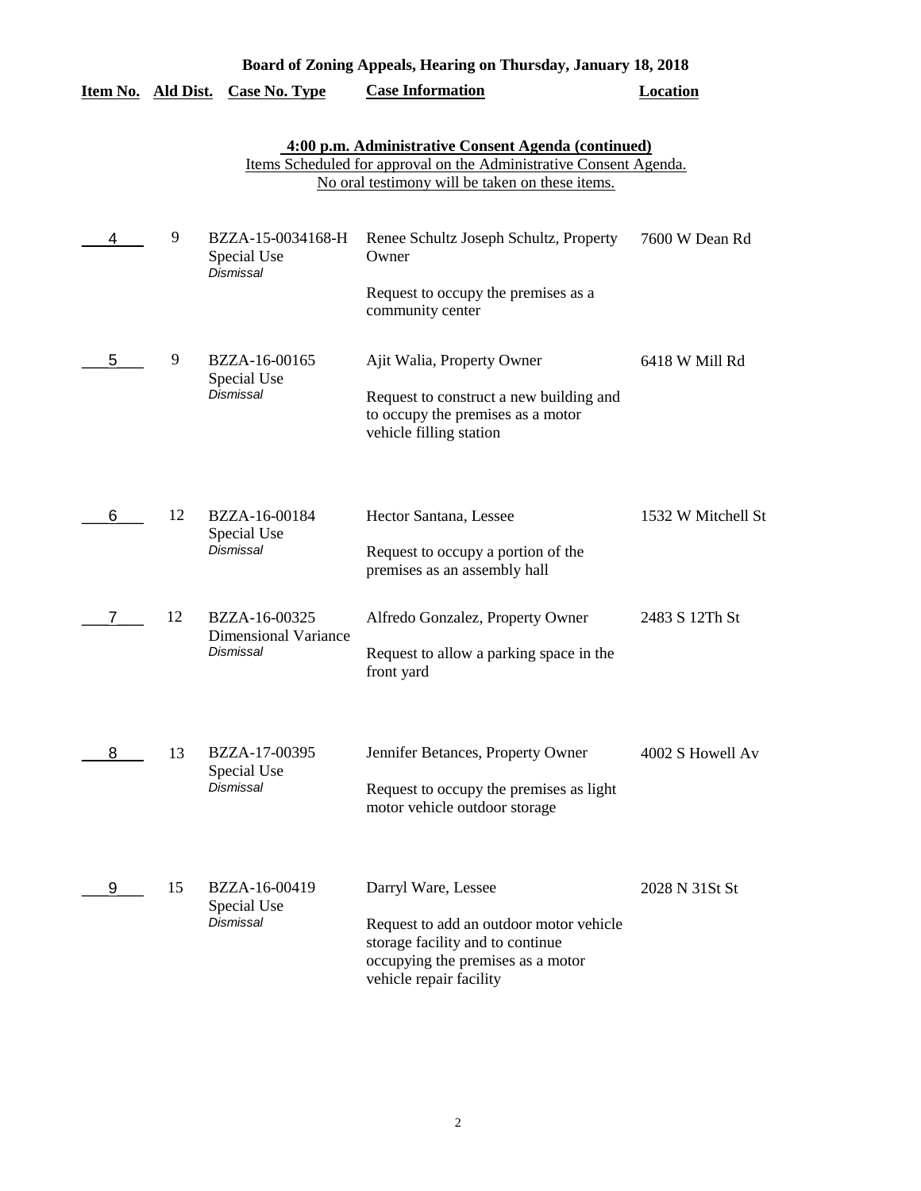# Board of Zoning Appeals, Hearing on Thursday, January 18, 2018

**4:00 p.m. Administrative Consent Agenda (continued)**

Items Scheduled for approval on the Administrative Consent Agenda.
No oral testimony will be taken on these items.

| Item No. | Ald Dist. | Case No. Type | Case Information | Location |
|---|---|---|---|---|
| 4 | 9 | BZZA-15-0034168-H<br>Special Use<br>*Dismissal* | Renee Schultz Joseph Schultz, Property Owner<br><br>Request to occupy the premises as a community center | 7600 W Dean Rd |
| 5 | 9 | BZZA-16-00165<br>Special Use<br>*Dismissal* | Ajit Walia, Property Owner<br><br>Request to construct a new building and to occupy the premises as a motor vehicle filling station | 6418 W Mill Rd |
| 6 | 12 | BZZA-16-00184<br>Special Use<br>*Dismissal* | Hector Santana, Lessee<br><br>Request to occupy a portion of the premises as an assembly hall | 1532 W Mitchell St |
| 7 | 12 | BZZA-16-00325<br>Dimensional Variance<br>*Dismissal* | Alfredo Gonzalez, Property Owner<br><br>Request to allow a parking space in the front yard | 2483 S 12Th St |
| 8 | 13 | BZZA-17-00395<br>Special Use<br>*Dismissal* | Jennifer Betances, Property Owner<br><br>Request to occupy the premises as light motor vehicle outdoor storage | 4002 S Howell Av |
| 9 | 15 | BZZA-16-00419<br>Special Use<br>*Dismissal* | Darryl Ware, Lessee<br><br>Request to add an outdoor motor vehicle storage facility and to continue occupying the premises as a motor vehicle repair facility | 2028 N 31St St |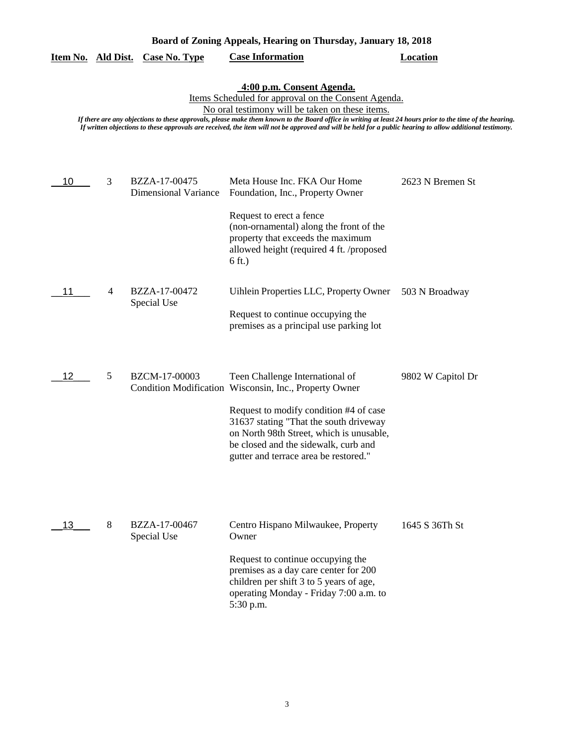**Board of Zoning Appeals, Hearing on Thursday, January 18, 2018**

**4:00 p.m. Consent Agenda.**

Items Scheduled for approval on the Consent Agenda.

No oral testimony will be taken on these items.

*If there are any objections to these approvals, please make them known to the Board office in writing at least 24 hours prior to the time of the hearing.*
*If written objections to these approvals are received, the item will not be approved and will be held for a public hearing to allow additional testimony.*

| Item No. | Ald Dist. | Case No. Type | Case Information | Location |
|---|---|---|---|---|
| 10 | 3 | BZZA-17-00475 Dimensional Variance | Meta House Inc. FKA Our Home Foundation, Inc., Property Owner<br><br>Request to erect a fence (non-ornamental) along the front of the property that exceeds the maximum allowed height (required 4 ft. /proposed 6 ft.) | 2623 N Bremen St |
| 11 | 4 | BZZA-17-00472 Special Use | Uihlein Properties LLC, Property Owner<br><br>Request to continue occupying the premises as a principal use parking lot | 503 N Broadway |
| 12 | 5 | BZCM-17-00003 Condition Modification | Teen Challenge International of Wisconsin, Inc., Property Owner<br><br>Request to modify condition #4 of case 31637 stating "That the south driveway on North 98th Street, which is unusable, be closed and the sidewalk, curb and gutter and terrace area be restored." | 9802 W Capitol Dr |
| 13 | 8 | BZZA-17-00467 Special Use | Centro Hispano Milwaukee, Property Owner<br><br>Request to continue occupying the premises as a day care center for 200 children per shift 3 to 5 years of age, operating Monday - Friday 7:00 a.m. to 5:30 p.m. | 1645 S 36Th St |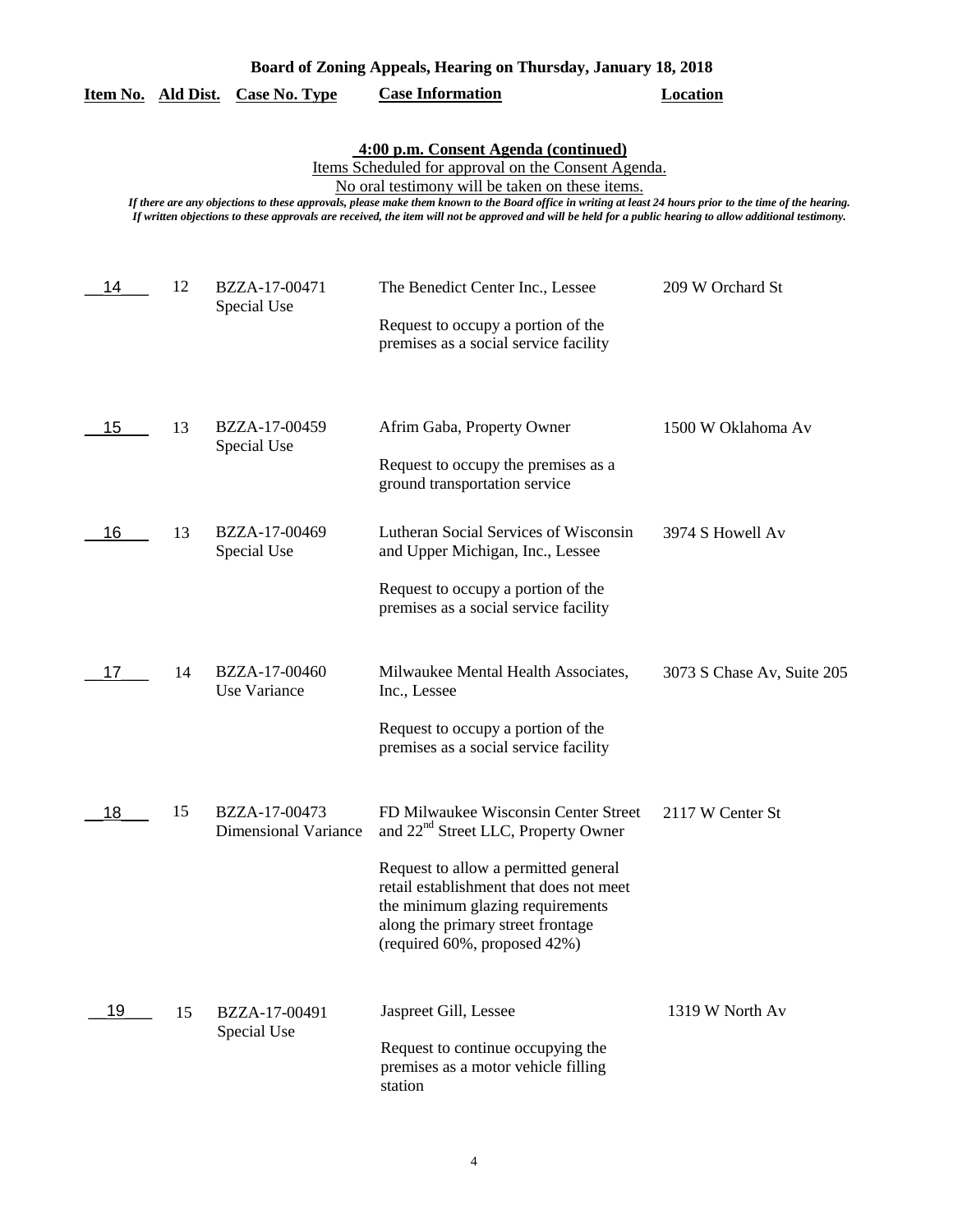**Board of Zoning Appeals, Hearing on Thursday, January 18, 2018**

**4:00 p.m. Consent Agenda (continued)**

Items Scheduled for approval on the Consent Agenda.

No oral testimony will be taken on these items.

*If there are any objections to these approvals, please make them known to the Board office in writing at least 24 hours prior to the time of the hearing. If written objections to these approvals are received, the item will not be approved and will be held for a public hearing to allow additional testimony.*

| Item No. | Ald Dist. | Case No. Type | Case Information | Location |
|---|---|---|---|---|
| 14 | 12 | BZZA-17-00471 Special Use | The Benedict Center Inc., Lessee<br><br>Request to occupy a portion of the premises as a social service facility | 209 W Orchard St |
| 15 | 13 | BZZA-17-00459 Special Use | Afrim Gaba, Property Owner<br><br>Request to occupy the premises as a ground transportation service | 1500 W Oklahoma Av |
| 16 | 13 | BZZA-17-00469 Special Use | Lutheran Social Services of Wisconsin and Upper Michigan, Inc., Lessee<br><br>Request to occupy a portion of the premises as a social service facility | 3974 S Howell Av |
| 17 | 14 | BZZA-17-00460 Use Variance | Milwaukee Mental Health Associates, Inc., Lessee<br><br>Request to occupy a portion of the premises as a social service facility | 3073 S Chase Av, Suite 205 |
| 18 | 15 | BZZA-17-00473 Dimensional Variance | FD Milwaukee Wisconsin Center Street and 22nd Street LLC, Property Owner<br><br>Request to allow a permitted general retail establishment that does not meet the minimum glazing requirements along the primary street frontage (required 60%, proposed 42%) | 2117 W Center St |
| 19 | 15 | BZZA-17-00491 Special Use | Jaspreet Gill, Lessee<br><br>Request to continue occupying the premises as a motor vehicle filling station | 1319 W North Av |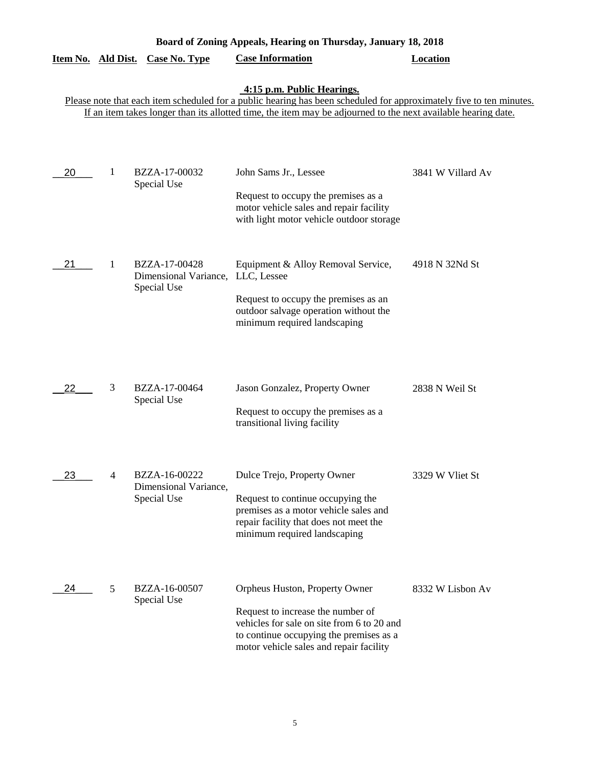**Board of Zoning Appeals, Hearing on Thursday, January 18, 2018**

**4:15 p.m. Public Hearings.**

Please note that each item scheduled for a public hearing has been scheduled for approximately five to ten minutes. If an item takes longer than its allotted time, the item may be adjourned to the next available hearing date.

| Item No. | Ald Dist. | Case No. Type | Case Information | Location |
|---|---|---|---|---|
| 20 | 1 | BZZA-17-00032 Special Use | John Sams Jr., Lessee<br><br>Request to occupy the premises as a motor vehicle sales and repair facility with light motor vehicle outdoor storage | 3841 W Villard Av |
| 21 | 1 | BZZA-17-00428 Dimensional Variance, Special Use | Equipment & Alloy Removal Service, LLC, Lessee<br><br>Request to occupy the premises as an outdoor salvage operation without the minimum required landscaping | 4918 N 32Nd St |
| 22 | 3 | BZZA-17-00464 Special Use | Jason Gonzalez, Property Owner<br><br>Request to occupy the premises as a transitional living facility | 2838 N Weil St |
| 23 | 4 | BZZA-16-00222 Dimensional Variance, Special Use | Dulce Trejo, Property Owner<br><br>Request to continue occupying the premises as a motor vehicle sales and repair facility that does not meet the minimum required landscaping | 3329 W Vliet St |
| 24 | 5 | BZZA-16-00507 Special Use | Orpheus Huston, Property Owner<br><br>Request to increase the number of vehicles for sale on site from 6 to 20 and to continue occupying the premises as a motor vehicle sales and repair facility | 8332 W Lisbon Av |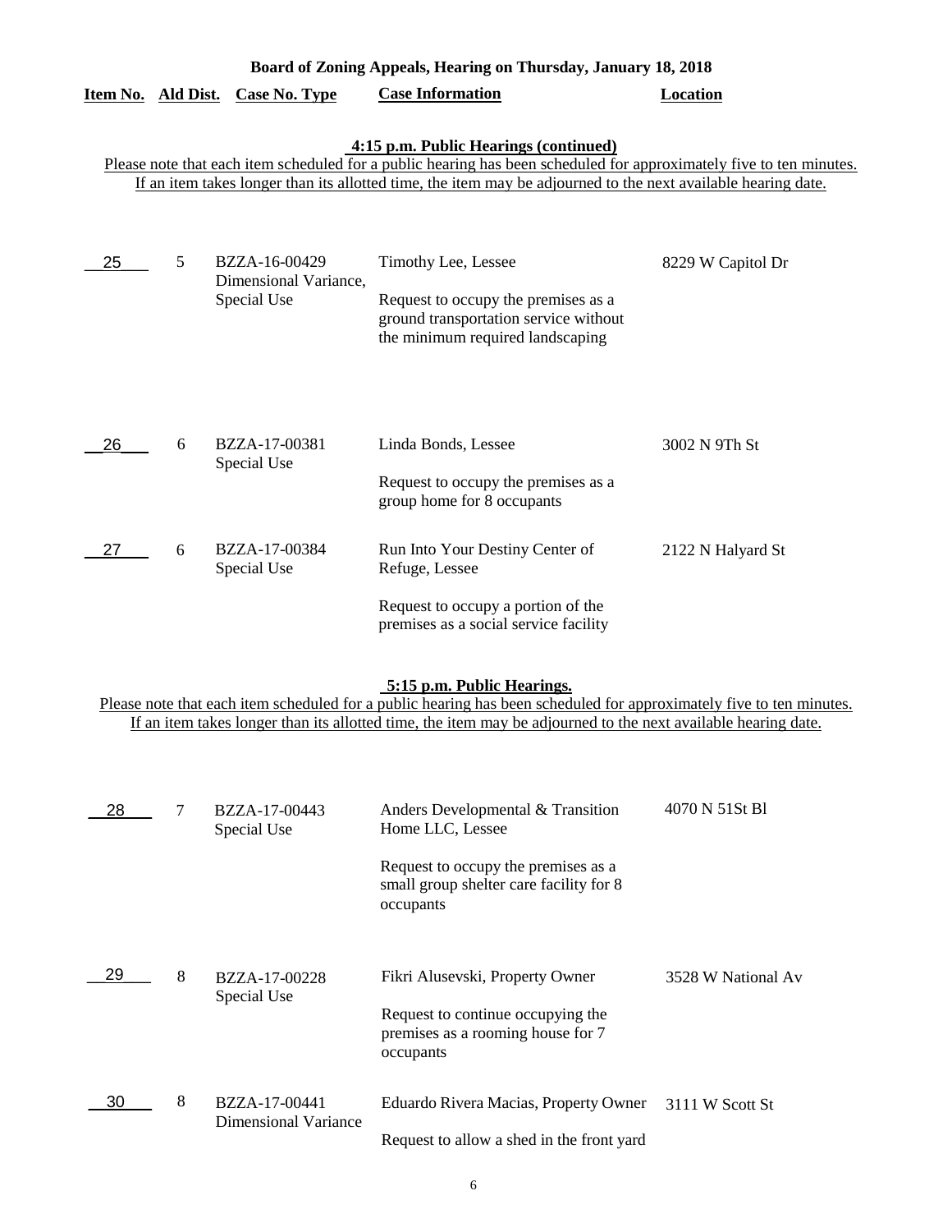**Board of Zoning Appeals, Hearing on Thursday, January 18, 2018**

**4:15 p.m. Public Hearings (continued)**

Please note that each item scheduled for a public hearing has been scheduled for approximately five to ten minutes. If an item takes longer than its allotted time, the item may be adjourned to the next available hearing date.

| Item No. | Ald Dist. | Case No. Type | Case Information | Location |
|---|---|---|---|---|
| 25 | 5 | BZZA-16-00429 Dimensional Variance, Special Use | Timothy Lee, Lessee<br><br>Request to occupy the premises as a ground transportation service without the minimum required landscaping | 8229 W Capitol Dr |
| 26 | 6 | BZZA-17-00381 Special Use | Linda Bonds, Lessee<br><br>Request to occupy the premises as a group home for 8 occupants | 3002 N 9Th St |
| 27 | 6 | BZZA-17-00384 Special Use | Run Into Your Destiny Center of Refuge, Lessee<br><br>Request to occupy a portion of the premises as a social service facility | 2122 N Halyard St |

**5:15 p.m. Public Hearings.**

Please note that each item scheduled for a public hearing has been scheduled for approximately five to ten minutes. If an item takes longer than its allotted time, the item may be adjourned to the next available hearing date.

| Item No. | Ald Dist. | Case No. Type | Case Information | Location |
|---|---|---|---|---|
| 28 | 7 | BZZA-17-00443 Special Use | Anders Developmental & Transition Home LLC, Lessee<br><br>Request to occupy the premises as a small group shelter care facility for 8 occupants | 4070 N 51St Bl |
| 29 | 8 | BZZA-17-00228 Special Use | Fikri Alusevski, Property Owner<br><br>Request to continue occupying the premises as a rooming house for 7 occupants | 3528 W National Av |
| 30 | 8 | BZZA-17-00441 Dimensional Variance | Eduardo Rivera Macias, Property Owner<br><br>Request to allow a shed in the front yard | 3111 W Scott St |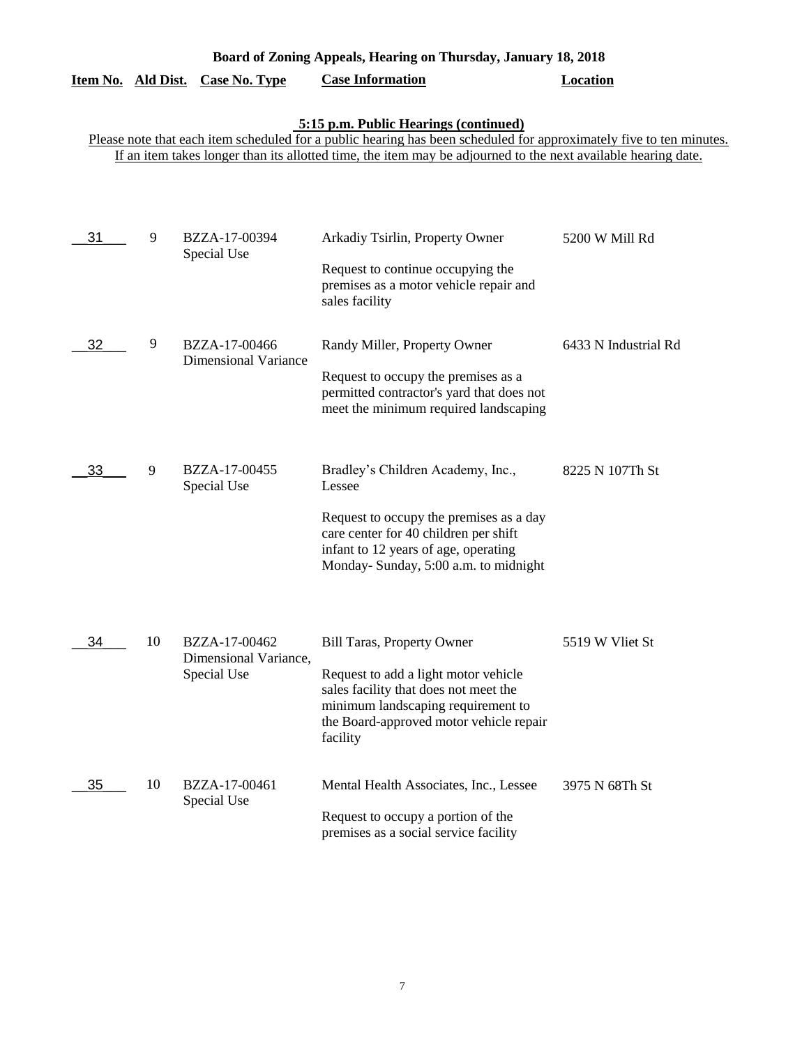**Board of Zoning Appeals, Hearing on Thursday, January 18, 2018**

**5:15 p.m. Public Hearings (continued)**

Please note that each item scheduled for a public hearing has been scheduled for approximately five to ten minutes. If an item takes longer than its allotted time, the item may be adjourned to the next available hearing date.

| Item No. | Ald Dist. | Case No. Type | Case Information | Location |
|---|---|---|---|---|
| 31 | 9 | BZZA-17-00394 Special Use | Arkadiy Tsirlin, Property Owner<br><br>Request to continue occupying the premises as a motor vehicle repair and sales facility | 5200 W Mill Rd |
| 32 | 9 | BZZA-17-00466 Dimensional Variance | Randy Miller, Property Owner<br><br>Request to occupy the premises as a permitted contractor's yard that does not meet the minimum required landscaping | 6433 N Industrial Rd |
| 33 | 9 | BZZA-17-00455 Special Use | Bradley's Children Academy, Inc., Lessee<br><br>Request to occupy the premises as a day care center for 40 children per shift infant to 12 years of age, operating Monday- Sunday, 5:00 a.m. to midnight | 8225 N 107Th St |
| 34 | 10 | BZZA-17-00462 Dimensional Variance, Special Use | Bill Taras, Property Owner<br><br>Request to add a light motor vehicle sales facility that does not meet the minimum landscaping requirement to the Board-approved motor vehicle repair facility | 5519 W Vliet St |
| 35 | 10 | BZZA-17-00461 Special Use | Mental Health Associates, Inc., Lessee<br><br>Request to occupy a portion of the premises as a social service facility | 3975 N 68Th St |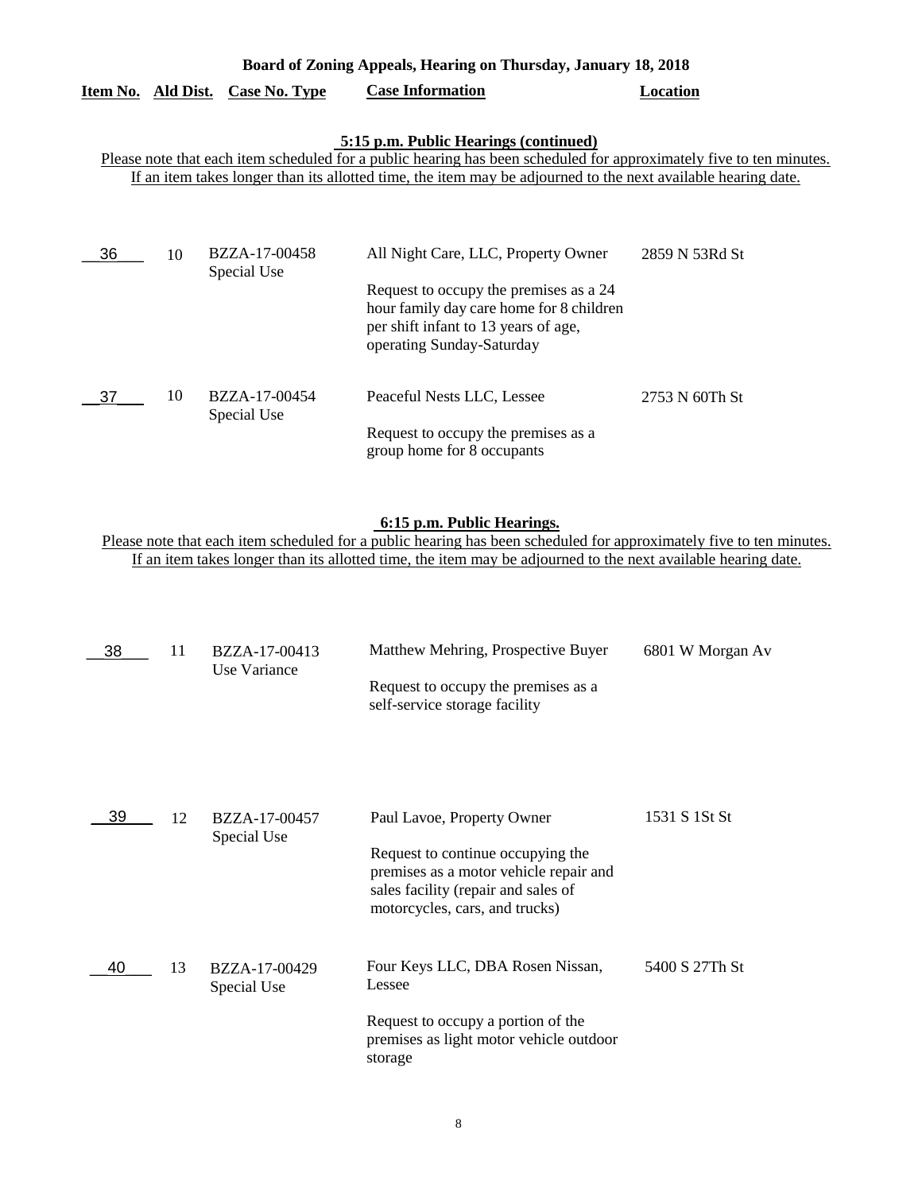**Board of Zoning Appeals, Hearing on Thursday, January 18, 2018**

| Item No. | Ald Dist. | Case No. Type | Case Information | Location |
|---|---|---|---|---|

**5:15 p.m. Public Hearings (continued)**

Please note that each item scheduled for a public hearing has been scheduled for approximately five to ten minutes. If an item takes longer than its allotted time, the item may be adjourned to the next available hearing date.

| Item No. | Ald Dist. | Case No. Type | Case Information | Location |
|---|---|---|---|---|
| 36 | 10 | BZZA-17-00458 Special Use | All Night Care, LLC, Property Owner<br><br>Request to occupy the premises as a 24 hour family day care home for 8 children per shift infant to 13 years of age, operating Sunday-Saturday | 2859 N 53Rd St |
| 37 | 10 | BZZA-17-00454 Special Use | Peaceful Nests LLC, Lessee<br><br>Request to occupy the premises as a group home for 8 occupants | 2753 N 60Th St |

**6:15 p.m. Public Hearings.**

Please note that each item scheduled for a public hearing has been scheduled for approximately five to ten minutes. If an item takes longer than its allotted time, the item may be adjourned to the next available hearing date.

| Item No. | Ald Dist. | Case No. Type | Case Information | Location |
|---|---|---|---|---|
| 38 | 11 | BZZA-17-00413 Use Variance | Matthew Mehring, Prospective Buyer<br><br>Request to occupy the premises as a self-service storage facility | 6801 W Morgan Av |
| 39 | 12 | BZZA-17-00457 Special Use | Paul Lavoe, Property Owner<br><br>Request to continue occupying the premises as a motor vehicle repair and sales facility (repair and sales of motorcycles, cars, and trucks) | 1531 S 1St St |
| 40 | 13 | BZZA-17-00429 Special Use | Four Keys LLC, DBA Rosen Nissan, Lessee<br><br>Request to occupy a portion of the premises as light motor vehicle outdoor storage | 5400 S 27Th St |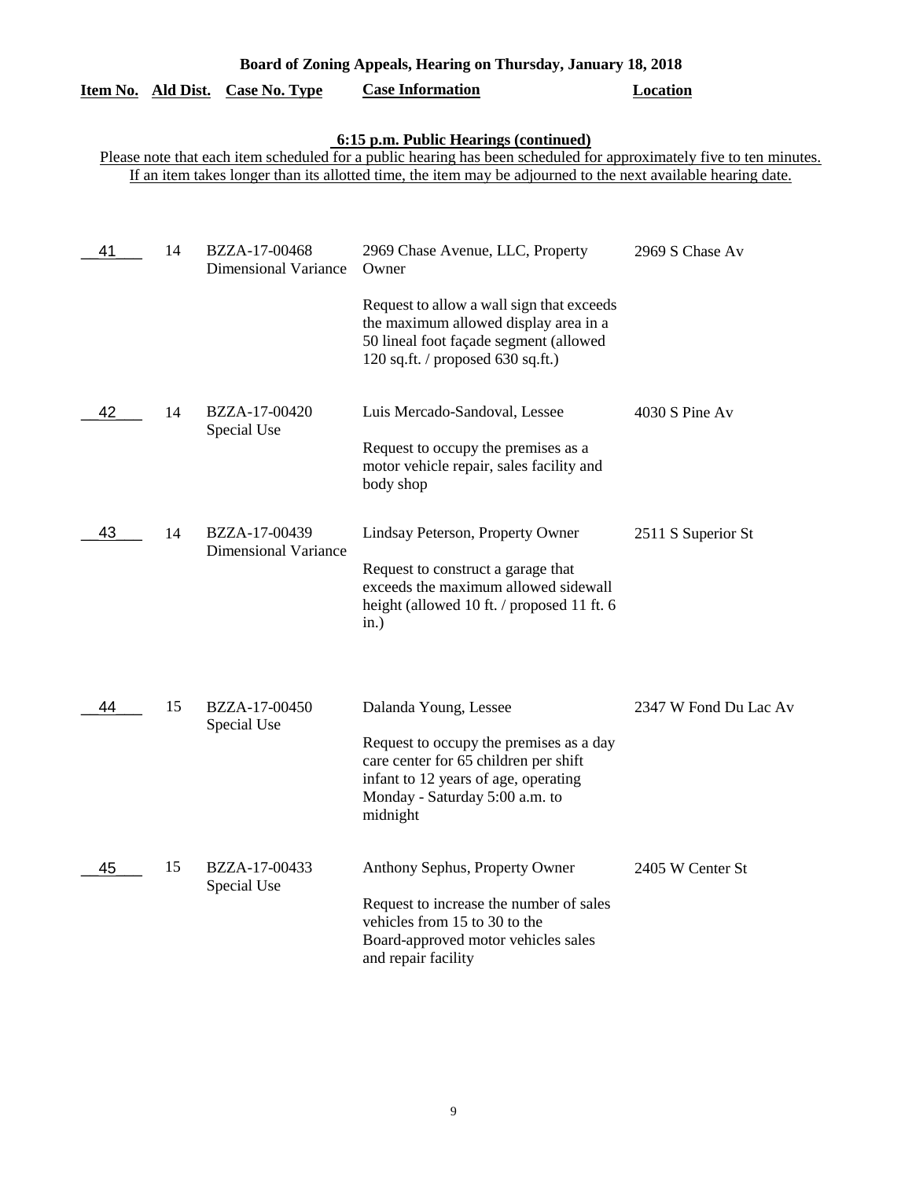**Board of Zoning Appeals, Hearing on Thursday, January 18, 2018**

**6:15 p.m. Public Hearings (continued)**

Please note that each item scheduled for a public hearing has been scheduled for approximately five to ten minutes. If an item takes longer than its allotted time, the item may be adjourned to the next available hearing date.

| Item No. | Ald Dist. | Case No. Type | Case Information | Location |
|---|---|---|---|---|
| 41 | 14 | BZZA-17-00468 Dimensional Variance | 2969 Chase Avenue, LLC, Property Owner<br><br>Request to allow a wall sign that exceeds the maximum allowed display area in a 50 lineal foot façade segment (allowed 120 sq.ft. / proposed 630 sq.ft.) | 2969 S Chase Av |
| 42 | 14 | BZZA-17-00420 Special Use | Luis Mercado-Sandoval, Lessee<br><br>Request to occupy the premises as a motor vehicle repair, sales facility and body shop | 4030 S Pine Av |
| 43 | 14 | BZZA-17-00439 Dimensional Variance | Lindsay Peterson, Property Owner<br><br>Request to construct a garage that exceeds the maximum allowed sidewall height (allowed 10 ft. / proposed 11 ft. 6 in.) | 2511 S Superior St |
| 44 | 15 | BZZA-17-00450 Special Use | Dalanda Young, Lessee<br><br>Request to occupy the premises as a day care center for 65 children per shift infant to 12 years of age, operating Monday - Saturday 5:00 a.m. to midnight | 2347 W Fond Du Lac Av |
| 45 | 15 | BZZA-17-00433 Special Use | Anthony Sephus, Property Owner<br><br>Request to increase the number of sales vehicles from 15 to 30 to the Board-approved motor vehicles sales and repair facility | 2405 W Center St |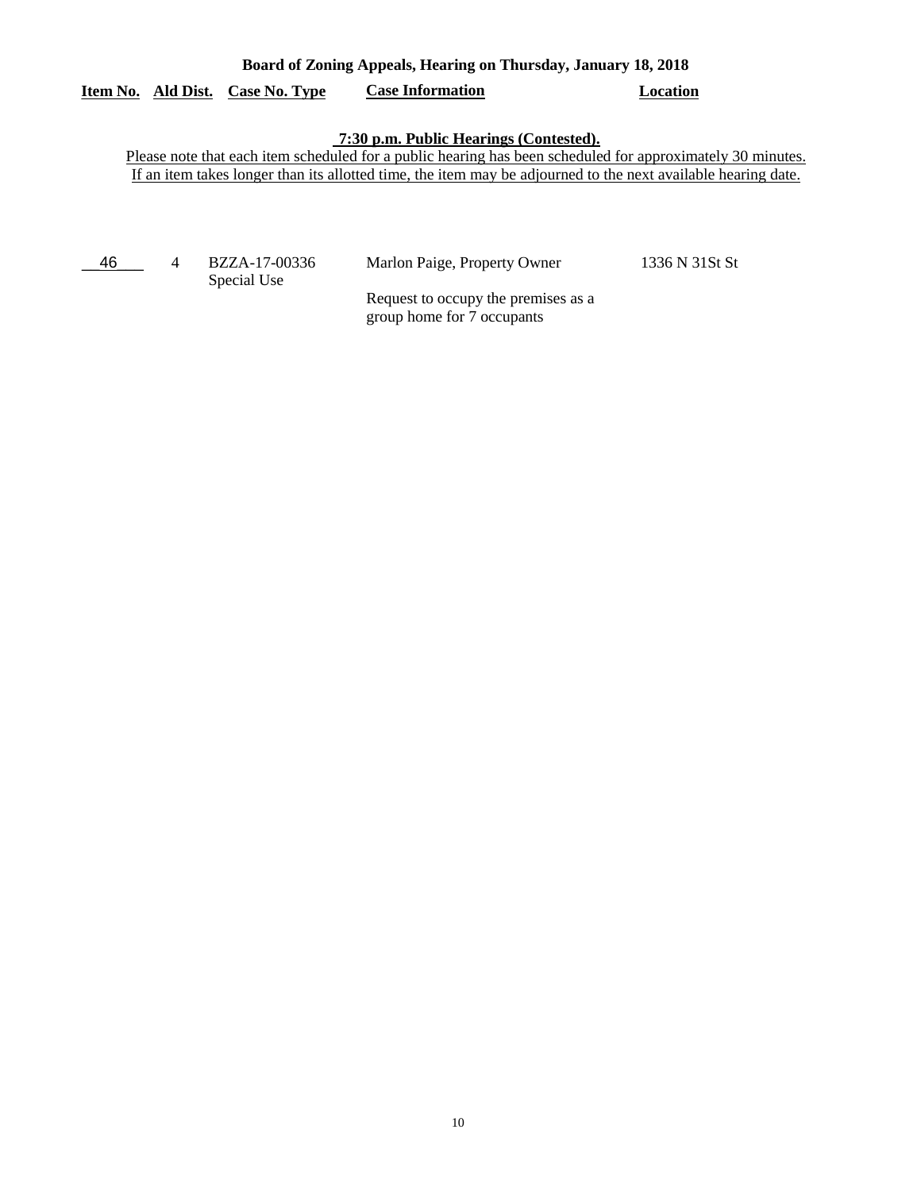**Board of Zoning Appeals, Hearing on Thursday, January 18, 2018**

**7:30 p.m. Public Hearings (Contested).**

Please note that each item scheduled for a public hearing has been scheduled for approximately 30 minutes. If an item takes longer than its allotted time, the item may be adjourned to the next available hearing date.

| Item No. | Ald Dist. | Case No. Type | Case Information | Location |
|---|---|---|---|---|
| 46 | 4 | BZZA-17-00336<br>Special Use | Marlon Paige, Property Owner<br><br>Request to occupy the premises as a group home for 7 occupants | 1336 N 31St St |